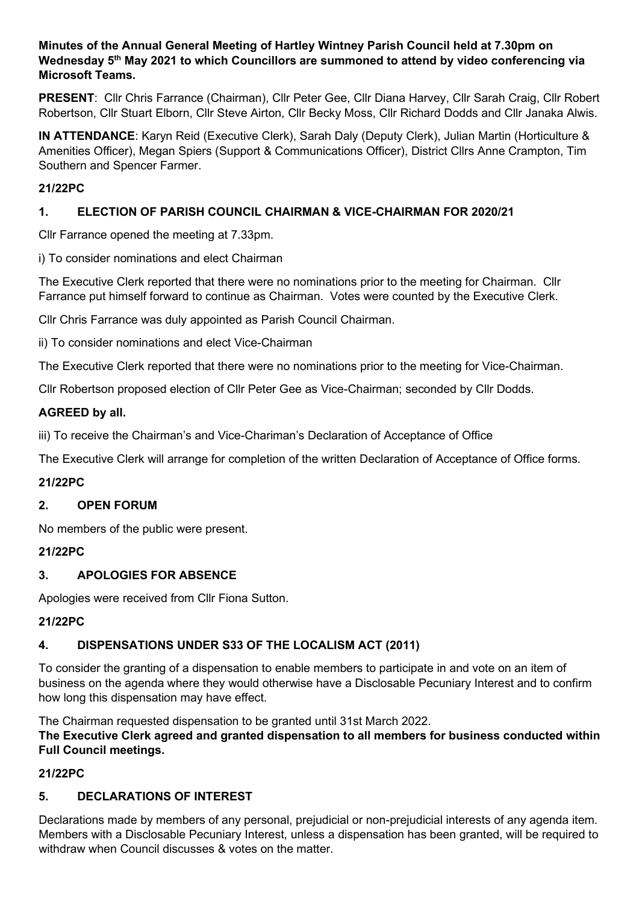**Minutes of the Annual General Meeting of Hartley Wintney Parish Council held at 7.30pm on Wednesday 5th May 2021 to which Councillors are summoned to attend by video conferencing via Microsoft Teams.**

**PRESENT**: Cllr Chris Farrance (Chairman), Cllr Peter Gee, Cllr Diana Harvey, Cllr Sarah Craig, Cllr Robert Robertson, Cllr Stuart Elborn, Cllr Steve Airton, Cllr Becky Moss, Cllr Richard Dodds and Cllr Janaka Alwis.

**IN ATTENDANCE**: Karyn Reid (Executive Clerk), Sarah Daly (Deputy Clerk), Julian Martin (Horticulture & Amenities Officer), Megan Spiers (Support & Communications Officer), District Cllrs Anne Crampton, Tim Southern and Spencer Farmer.

**21/22PC**

## 1. ELECTION OF PARISH COUNCIL CHAIRMAN & VICE-CHAIRMAN FOR 2020/21

Cllr Farrance opened the meeting at 7.33pm.

i) To consider nominations and elect Chairman

The Executive Clerk reported that there were no nominations prior to the meeting for Chairman. Cllr Farrance put himself forward to continue as Chairman. Votes were counted by the Executive Clerk.

Cllr Chris Farrance was duly appointed as Parish Council Chairman.

ii) To consider nominations and elect Vice-Chairman

The Executive Clerk reported that there were no nominations prior to the meeting for Vice-Chairman.

Cllr Robertson proposed election of Cllr Peter Gee as Vice-Chairman; seconded by Cllr Dodds.

**AGREED by all.**

iii) To receive the Chairman's and Vice-Chariman's Declaration of Acceptance of Office

The Executive Clerk will arrange for completion of the written Declaration of Acceptance of Office forms.

**21/22PC**

## 2. OPEN FORUM

No members of the public were present.

**21/22PC**

## 3. APOLOGIES FOR ABSENCE

Apologies were received from Cllr Fiona Sutton.

**21/22PC**

## 4. DISPENSATIONS UNDER S33 OF THE LOCALISM ACT (2011)

To consider the granting of a dispensation to enable members to participate in and vote on an item of business on the agenda where they would otherwise have a Disclosable Pecuniary Interest and to confirm how long this dispensation may have effect.

The Chairman requested dispensation to be granted until 31st March 2022.
**The Executive Clerk agreed and granted dispensation to all members for business conducted within Full Council meetings.**

**21/22PC**

## 5. DECLARATIONS OF INTEREST

Declarations made by members of any personal, prejudicial or non-prejudicial interests of any agenda item. Members with a Disclosable Pecuniary Interest, unless a dispensation has been granted, will be required to withdraw when Council discusses & votes on the matter.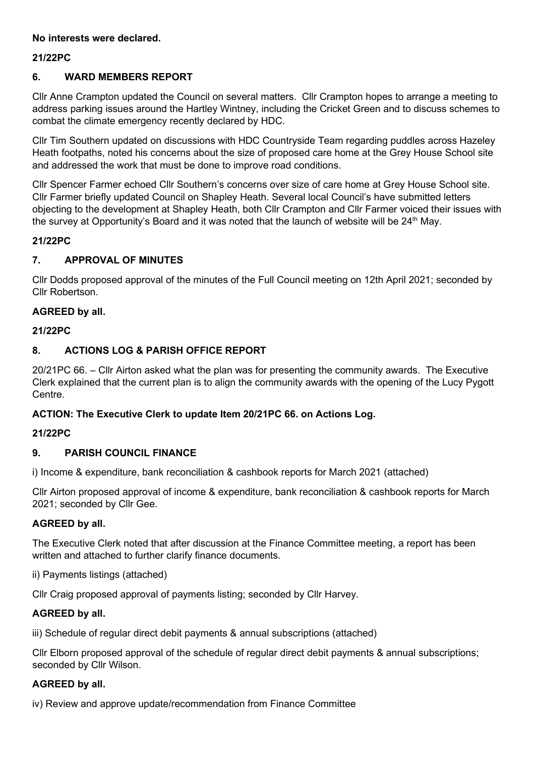**No interests were declared.**

**21/22PC**

## 6. WARD MEMBERS REPORT

Cllr Anne Crampton updated the Council on several matters. Cllr Crampton hopes to arrange a meeting to address parking issues around the Hartley Wintney, including the Cricket Green and to discuss schemes to combat the climate emergency recently declared by HDC.

Cllr Tim Southern updated on discussions with HDC Countryside Team regarding puddles across Hazeley Heath footpaths, noted his concerns about the size of proposed care home at the Grey House School site and addressed the work that must be done to improve road conditions.

Cllr Spencer Farmer echoed Cllr Southern's concerns over size of care home at Grey House School site. Cllr Farmer briefly updated Council on Shapley Heath. Several local Council's have submitted letters objecting to the development at Shapley Heath, both Cllr Crampton and Cllr Farmer voiced their issues with the survey at Opportunity's Board and it was noted that the launch of website will be 24th May.

**21/22PC**

## 7. APPROVAL OF MINUTES

Cllr Dodds proposed approval of the minutes of the Full Council meeting on 12th April 2021; seconded by Cllr Robertson.

**AGREED by all.**

**21/22PC**

## 8. ACTIONS LOG & PARISH OFFICE REPORT

20/21PC 66. – Cllr Airton asked what the plan was for presenting the community awards. The Executive Clerk explained that the current plan is to align the community awards with the opening of the Lucy Pygott Centre.

**ACTION: The Executive Clerk to update Item 20/21PC 66. on Actions Log.**

**21/22PC**

## 9. PARISH COUNCIL FINANCE

i) Income & expenditure, bank reconciliation & cashbook reports for March 2021 (attached)

Cllr Airton proposed approval of income & expenditure, bank reconciliation & cashbook reports for March 2021; seconded by Cllr Gee.

**AGREED by all.**

The Executive Clerk noted that after discussion at the Finance Committee meeting, a report has been written and attached to further clarify finance documents.

ii) Payments listings (attached)

Cllr Craig proposed approval of payments listing; seconded by Cllr Harvey.

**AGREED by all.**

iii) Schedule of regular direct debit payments & annual subscriptions (attached)

Cllr Elborn proposed approval of the schedule of regular direct debit payments & annual subscriptions; seconded by Cllr Wilson.

**AGREED by all.**

iv) Review and approve update/recommendation from Finance Committee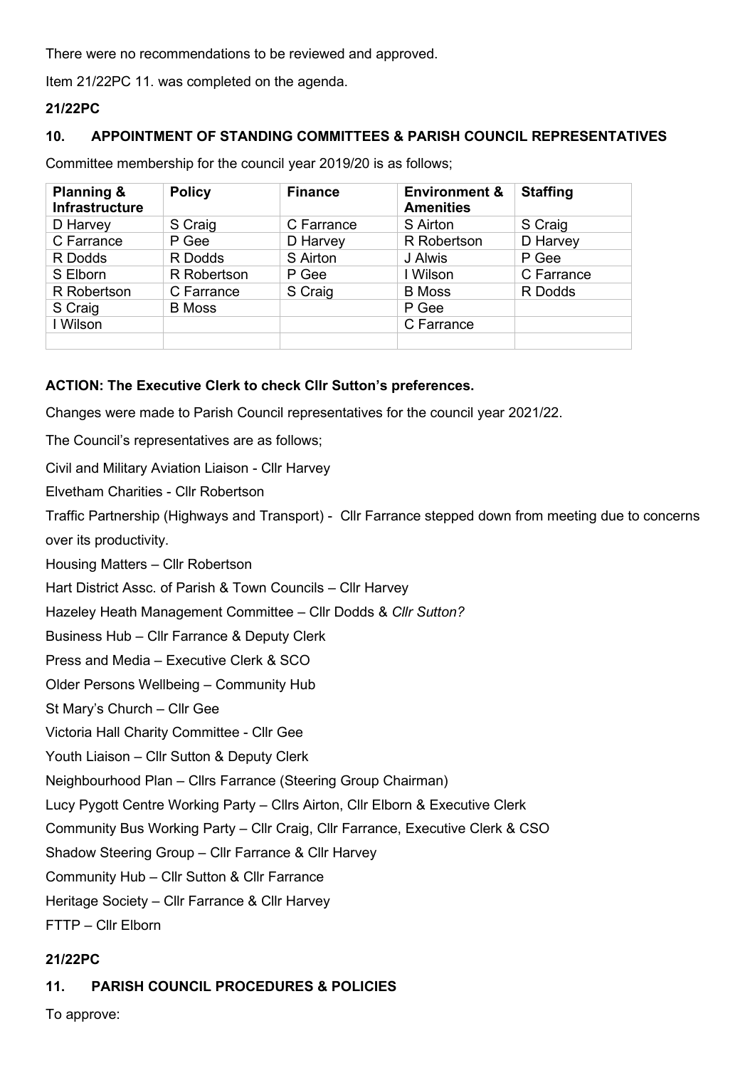There were no recommendations to be reviewed and approved.

Item 21/22PC 11. was completed on the agenda.

**21/22PC**

**10. APPOINTMENT OF STANDING COMMITTEES & PARISH COUNCIL REPRESENTATIVES**

Committee membership for the council year 2019/20 is as follows;

| Planning & Infrastructure | Policy | Finance | Environment & Amenities | Staffing |
|---|---|---|---|---|
| D Harvey | S Craig | C Farrance | S Airton | S Craig |
| C Farrance | P Gee | D Harvey | R Robertson | D Harvey |
| R Dodds | R Dodds | S Airton | J Alwis | P Gee |
| S Elborn | R Robertson | P Gee | I Wilson | C Farrance |
| R Robertson | C Farrance | S Craig | B Moss | R Dodds |
| S Craig | B Moss | | P Gee | |
| I Wilson | | | C Farrance | |
| | | | | |

**ACTION: The Executive Clerk to check Cllr Sutton's preferences.**

Changes were made to Parish Council representatives for the council year 2021/22.

The Council's representatives are as follows;

Civil and Military Aviation Liaison - Cllr Harvey

Elvetham Charities - Cllr Robertson

Traffic Partnership (Highways and Transport) - Cllr Farrance stepped down from meeting due to concerns over its productivity.

Housing Matters – Cllr Robertson

Hart District Assc. of Parish & Town Councils – Cllr Harvey

Hazeley Heath Management Committee – Cllr Dodds & *Cllr Sutton?*

Business Hub – Cllr Farrance & Deputy Clerk

Press and Media – Executive Clerk & SCO

Older Persons Wellbeing – Community Hub

St Mary's Church – Cllr Gee

Victoria Hall Charity Committee - Cllr Gee

Youth Liaison – Cllr Sutton & Deputy Clerk

Neighbourhood Plan – Cllrs Farrance (Steering Group Chairman)

Lucy Pygott Centre Working Party – Cllrs Airton, Cllr Elborn & Executive Clerk

Community Bus Working Party – Cllr Craig, Cllr Farrance, Executive Clerk & CSO

Shadow Steering Group – Cllr Farrance & Cllr Harvey

Community Hub – Cllr Sutton & Cllr Farrance

Heritage Society – Cllr Farrance & Cllr Harvey

FTTP – Cllr Elborn

**21/22PC**

**11. PARISH COUNCIL PROCEDURES & POLICIES**

To approve: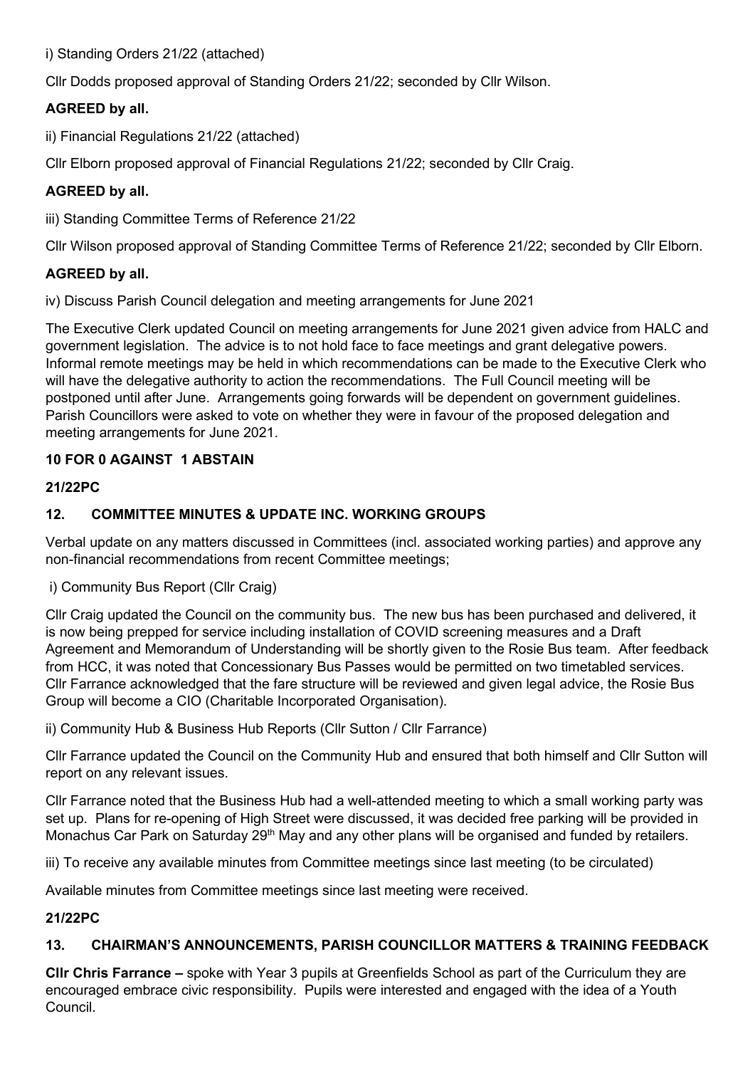i) Standing Orders 21/22 (attached)

Cllr Dodds proposed approval of Standing Orders 21/22; seconded by Cllr Wilson.

**AGREED by all.**

ii) Financial Regulations 21/22 (attached)

Cllr Elborn proposed approval of Financial Regulations 21/22; seconded by Cllr Craig.

**AGREED by all.**

iii) Standing Committee Terms of Reference 21/22

Cllr Wilson proposed approval of Standing Committee Terms of Reference 21/22; seconded by Cllr Elborn.

**AGREED by all.**

iv) Discuss Parish Council delegation and meeting arrangements for June 2021

The Executive Clerk updated Council on meeting arrangements for June 2021 given advice from HALC and government legislation. The advice is to not hold face to face meetings and grant delegative powers. Informal remote meetings may be held in which recommendations can be made to the Executive Clerk who will have the delegative authority to action the recommendations. The Full Council meeting will be postponed until after June. Arrangements going forwards will be dependent on government guidelines. Parish Councillors were asked to vote on whether they were in favour of the proposed delegation and meeting arrangements for June 2021.

**10 FOR 0 AGAINST 1 ABSTAIN**

**21/22PC**

## 12. COMMITTEE MINUTES & UPDATE INC. WORKING GROUPS

Verbal update on any matters discussed in Committees (incl. associated working parties) and approve any non-financial recommendations from recent Committee meetings;

i) Community Bus Report (Cllr Craig)

Cllr Craig updated the Council on the community bus. The new bus has been purchased and delivered, it is now being prepped for service including installation of COVID screening measures and a Draft Agreement and Memorandum of Understanding will be shortly given to the Rosie Bus team. After feedback from HCC, it was noted that Concessionary Bus Passes would be permitted on two timetabled services. Cllr Farrance acknowledged that the fare structure will be reviewed and given legal advice, the Rosie Bus Group will become a CIO (Charitable Incorporated Organisation).

ii) Community Hub & Business Hub Reports (Cllr Sutton / Cllr Farrance)

Cllr Farrance updated the Council on the Community Hub and ensured that both himself and Cllr Sutton will report on any relevant issues.

Cllr Farrance noted that the Business Hub had a well-attended meeting to which a small working party was set up. Plans for re-opening of High Street were discussed, it was decided free parking will be provided in Monachus Car Park on Saturday 29th May and any other plans will be organised and funded by retailers.

iii) To receive any available minutes from Committee meetings since last meeting (to be circulated)

Available minutes from Committee meetings since last meeting were received.

**21/22PC**

## 13. CHAIRMAN'S ANNOUNCEMENTS, PARISH COUNCILLOR MATTERS & TRAINING FEEDBACK

**Cllr Chris Farrance –** spoke with Year 3 pupils at Greenfields School as part of the Curriculum they are encouraged embrace civic responsibility. Pupils were interested and engaged with the idea of a Youth Council.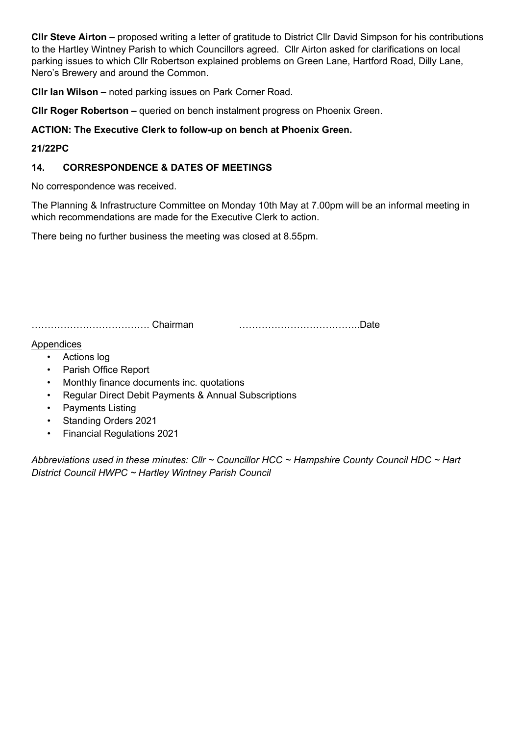**Cllr Steve Airton –** proposed writing a letter of gratitude to District Cllr David Simpson for his contributions to the Hartley Wintney Parish to which Councillors agreed. Cllr Airton asked for clarifications on local parking issues to which Cllr Robertson explained problems on Green Lane, Hartford Road, Dilly Lane, Nero's Brewery and around the Common.

**Cllr Ian Wilson –** noted parking issues on Park Corner Road.

**Cllr Roger Robertson –** queried on bench instalment progress on Phoenix Green.

**ACTION: The Executive Clerk to follow-up on bench at Phoenix Green.**

**21/22PC**

**14. CORRESPONDENCE & DATES OF MEETINGS**

No correspondence was received.

The Planning & Infrastructure Committee on Monday 10th May at 7.00pm will be an informal meeting in which recommendations are made for the Executive Clerk to action.

There being no further business the meeting was closed at 8.55pm.

………………………………. Chairman ………………………………..Date

Appendices

- Actions log
- Parish Office Report
- Monthly finance documents inc. quotations
- Regular Direct Debit Payments & Annual Subscriptions
- Payments Listing
- Standing Orders 2021
- Financial Regulations 2021

*Abbreviations used in these minutes: Cllr ~ Councillor HCC ~ Hampshire County Council HDC ~ Hart District Council HWPC ~ Hartley Wintney Parish Council*